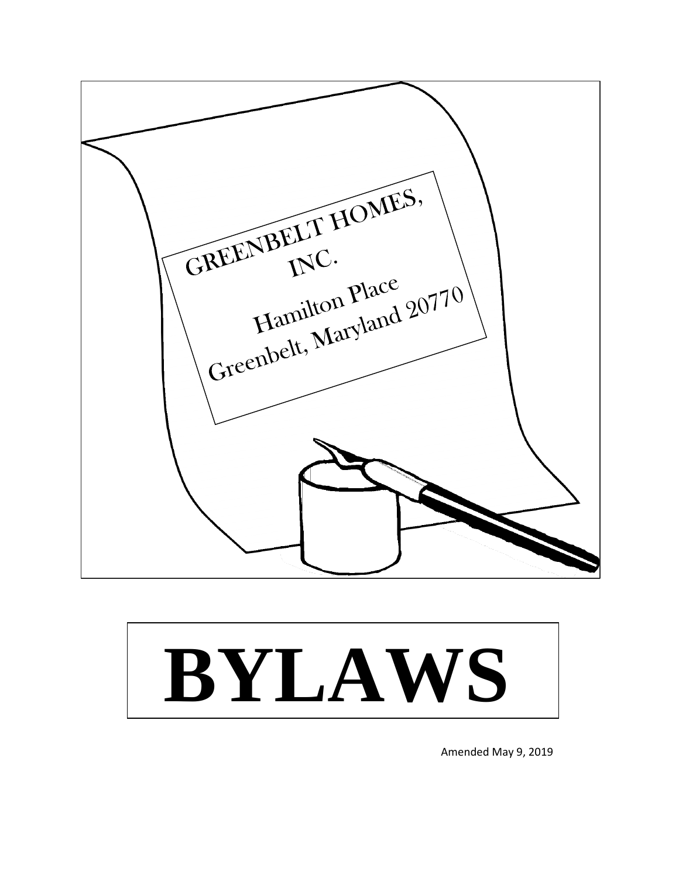GREENBELT HOMES, INC.

Hamilton Place
Greenbelt, Maryland 20770

# BYLAWS

Amended May 9, 2019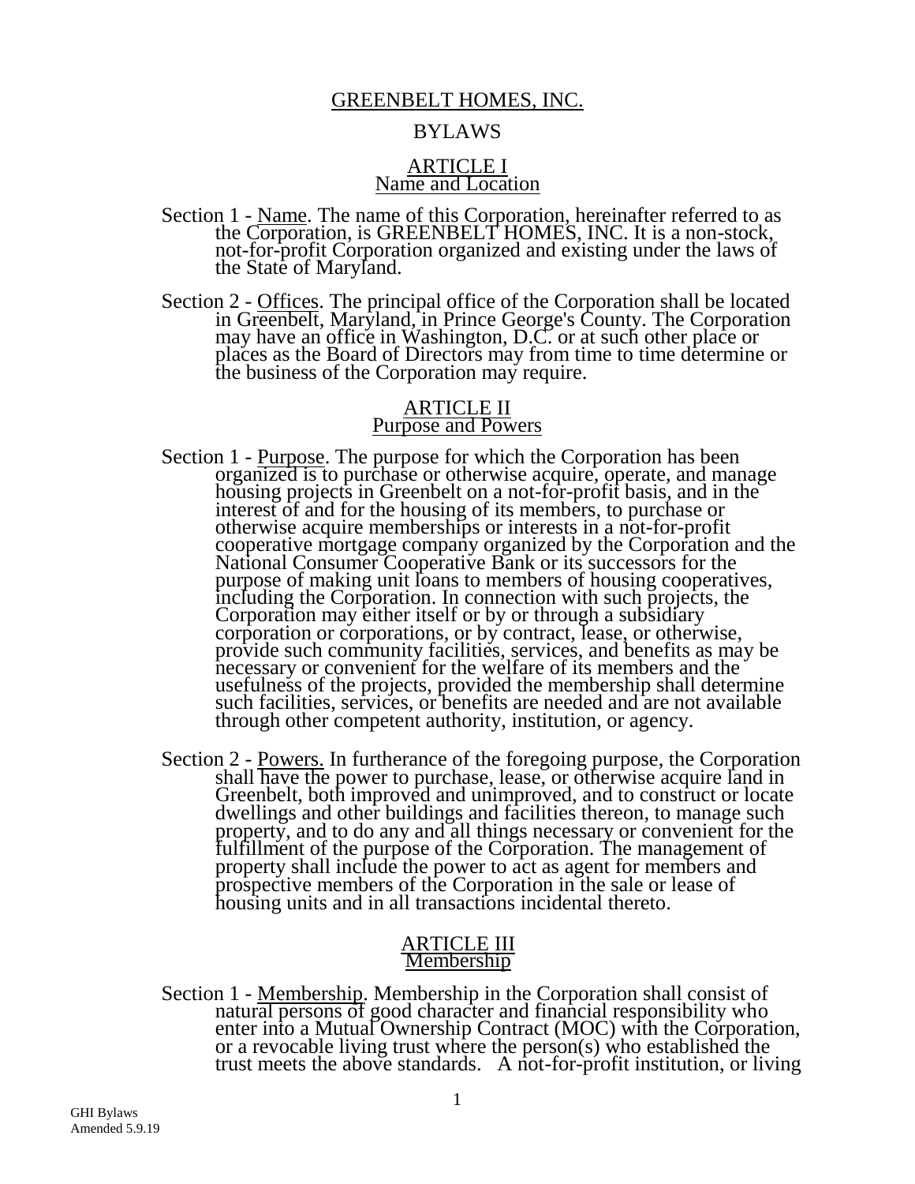# GREENBELT HOMES, INC.

## BYLAWS

### ARTICLE I
### Name and Location

Section 1 - Name. The name of this Corporation, hereinafter referred to as the Corporation, is GREENBELT HOMES, INC. It is a non-stock, not-for-profit Corporation organized and existing under the laws of the State of Maryland.

Section 2 - Offices. The principal office of the Corporation shall be located in Greenbelt, Maryland, in Prince George's County. The Corporation may have an office in Washington, D.C. or at such other place or places as the Board of Directors may from time to time determine or the business of the Corporation may require.

### ARTICLE II
### Purpose and Powers

Section 1 - Purpose. The purpose for which the Corporation has been organized is to purchase or otherwise acquire, operate, and manage housing projects in Greenbelt on a not-for-profit basis, and in the interest of and for the housing of its members, to purchase or otherwise acquire memberships or interests in a not-for-profit cooperative mortgage company organized by the Corporation and the National Consumer Cooperative Bank or its successors for the purpose of making unit loans to members of housing cooperatives, including the Corporation. In connection with such projects, the Corporation may either itself or by or through a subsidiary corporation or corporations, or by contract, lease, or otherwise, provide such community facilities, services, and benefits as may be necessary or convenient for the welfare of its members and the usefulness of the projects, provided the membership shall determine such facilities, services, or benefits are needed and are not available through other competent authority, institution, or agency.

Section 2 - Powers. In furtherance of the foregoing purpose, the Corporation shall have the power to purchase, lease, or otherwise acquire land in Greenbelt, both improved and unimproved, and to construct or locate dwellings and other buildings and facilities thereon, to manage such property, and to do any and all things necessary or convenient for the fulfillment of the purpose of the Corporation. The management of property shall include the power to act as agent for members and prospective members of the Corporation in the sale or lease of housing units and in all transactions incidental thereto.

### ARTICLE III
### Membership

Section 1 - Membership. Membership in the Corporation shall consist of natural persons of good character and financial responsibility who enter into a Mutual Ownership Contract (MOC) with the Corporation, or a revocable living trust where the person(s) who established the trust meets the above standards.   A not-for-profit institution, or living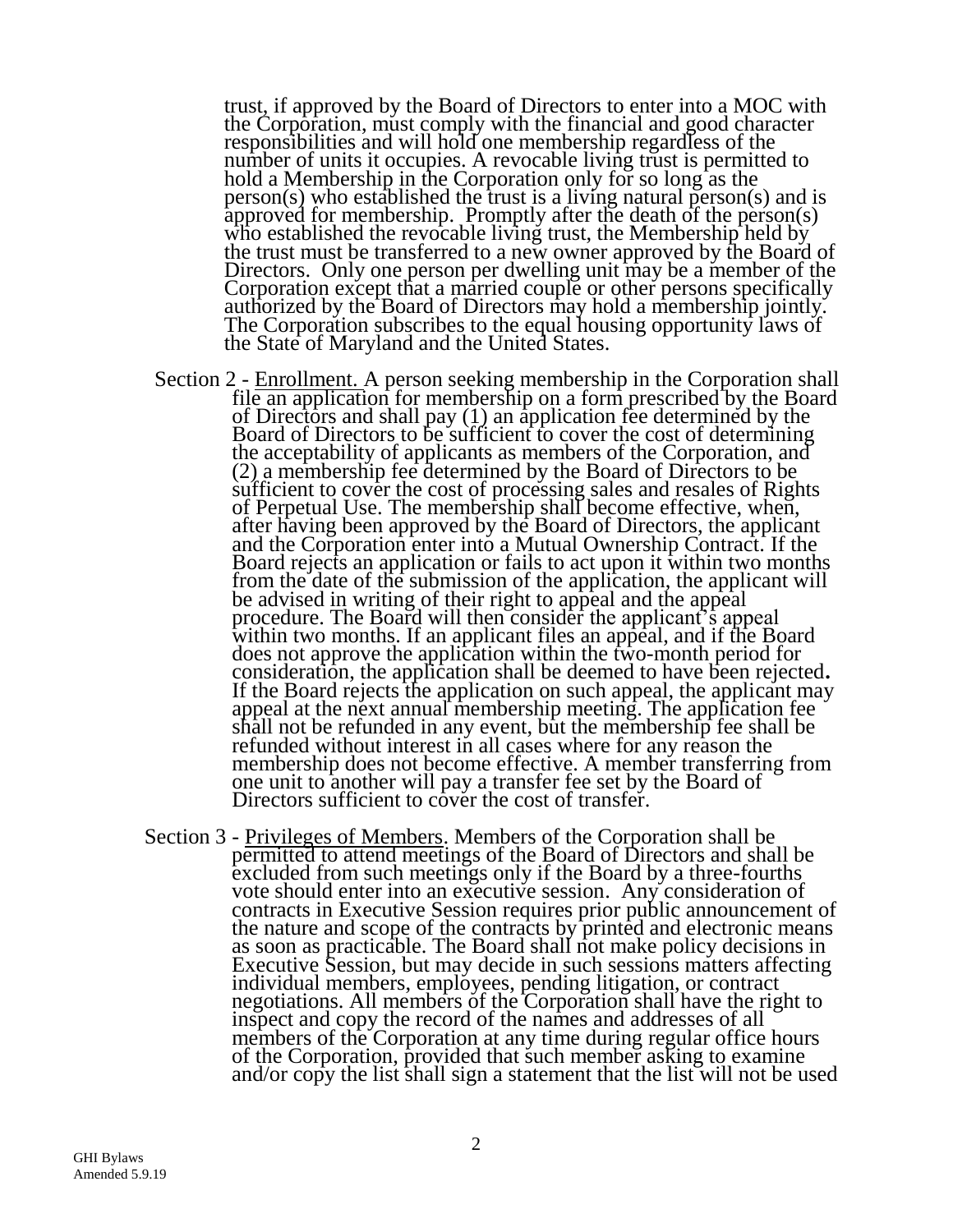trust, if approved by the Board of Directors to enter into a MOC with the Corporation, must comply with the financial and good character responsibilities and will hold one membership regardless of the number of units it occupies. A revocable living trust is permitted to hold a Membership in the Corporation only for so long as the person(s) who established the trust is a living natural person(s) and is approved for membership. Promptly after the death of the person(s) who established the revocable living trust, the Membership held by the trust must be transferred to a new owner approved by the Board of Directors. Only one person per dwelling unit may be a member of the Corporation except that a married couple or other persons specifically authorized by the Board of Directors may hold a membership jointly. The Corporation subscribes to the equal housing opportunity laws of the State of Maryland and the United States.

Section 2 - Enrollment. A person seeking membership in the Corporation shall file an application for membership on a form prescribed by the Board of Directors and shall pay (1) an application fee determined by the Board of Directors to be sufficient to cover the cost of determining the acceptability of applicants as members of the Corporation, and (2) a membership fee determined by the Board of Directors to be sufficient to cover the cost of processing sales and resales of Rights of Perpetual Use. The membership shall become effective, when, after having been approved by the Board of Directors, the applicant and the Corporation enter into a Mutual Ownership Contract. If the Board rejects an application or fails to act upon it within two months from the date of the submission of the application, the applicant will be advised in writing of their right to appeal and the appeal procedure. The Board will then consider the applicant's appeal within two months. If an applicant files an appeal, and if the Board does not approve the application within the two-month period for consideration, the application shall be deemed to have been rejected**.** If the Board rejects the application on such appeal, the applicant may appeal at the next annual membership meeting. The application fee shall not be refunded in any event, but the membership fee shall be refunded without interest in all cases where for any reason the membership does not become effective. A member transferring from one unit to another will pay a transfer fee set by the Board of Directors sufficient to cover the cost of transfer.

Section 3 - Privileges of Members. Members of the Corporation shall be permitted to attend meetings of the Board of Directors and shall be excluded from such meetings only if the Board by a three-fourths vote should enter into an executive session. Any consideration of contracts in Executive Session requires prior public announcement of the nature and scope of the contracts by printed and electronic means as soon as practicable. The Board shall not make policy decisions in Executive Session, but may decide in such sessions matters affecting individual members, employees, pending litigation, or contract negotiations. All members of the Corporation shall have the right to inspect and copy the record of the names and addresses of all members of the Corporation at any time during regular office hours of the Corporation, provided that such member asking to examine and/or copy the list shall sign a statement that the list will not be used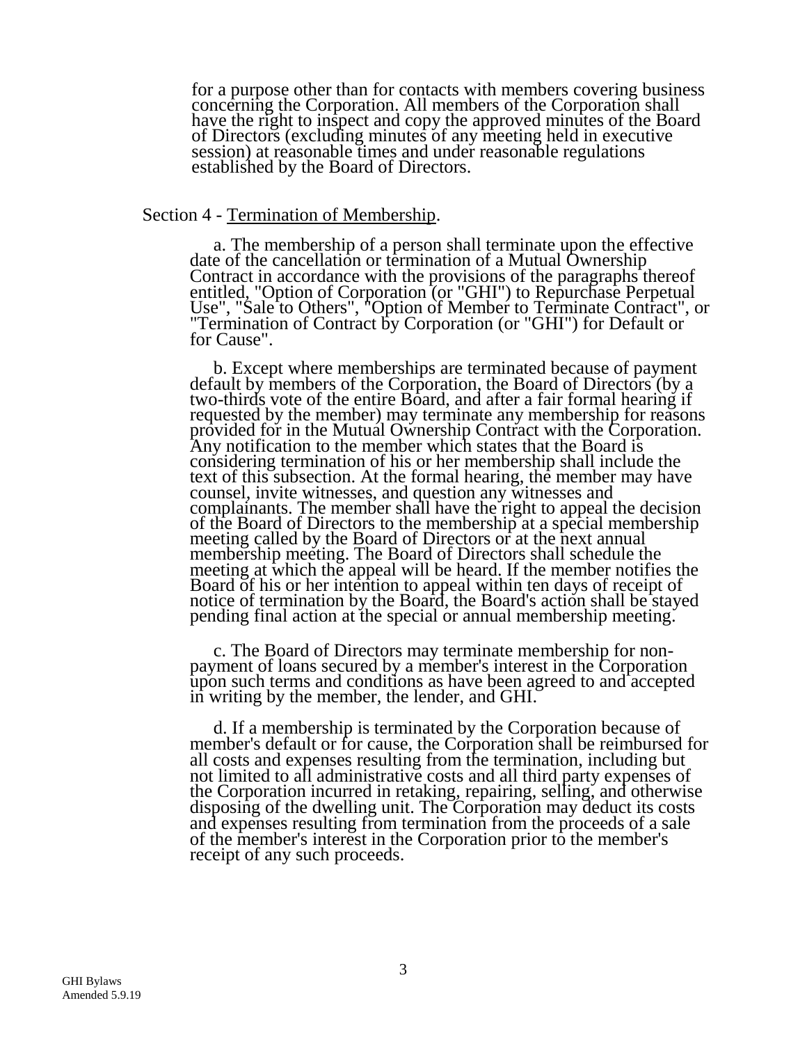for a purpose other than for contacts with members covering business concerning the Corporation. All members of the Corporation shall have the right to inspect and copy the approved minutes of the Board of Directors (excluding minutes of any meeting held in executive session) at reasonable times and under reasonable regulations established by the Board of Directors.

Section 4 - Termination of Membership.

a. The membership of a person shall terminate upon the effective date of the cancellation or termination of a Mutual Ownership Contract in accordance with the provisions of the paragraphs thereof entitled, "Option of Corporation (or "GHI") to Repurchase Perpetual Use", "Sale to Others", "Option of Member to Terminate Contract", or "Termination of Contract by Corporation (or "GHI") for Default or for Cause".

b. Except where memberships are terminated because of payment default by members of the Corporation, the Board of Directors (by a two-thirds vote of the entire Board, and after a fair formal hearing if requested by the member) may terminate any membership for reasons provided for in the Mutual Ownership Contract with the Corporation. Any notification to the member which states that the Board is considering termination of his or her membership shall include the text of this subsection. At the formal hearing, the member may have counsel, invite witnesses, and question any witnesses and complainants. The member shall have the right to appeal the decision of the Board of Directors to the membership at a special membership meeting called by the Board of Directors or at the next annual membership meeting. The Board of Directors shall schedule the meeting at which the appeal will be heard. If the member notifies the Board of his or her intention to appeal within ten days of receipt of notice of termination by the Board, the Board's action shall be stayed pending final action at the special or annual membership meeting.

c. The Board of Directors may terminate membership for non-payment of loans secured by a member's interest in the Corporation upon such terms and conditions as have been agreed to and accepted in writing by the member, the lender, and GHI.

d. If a membership is terminated by the Corporation because of member's default or for cause, the Corporation shall be reimbursed for all costs and expenses resulting from the termination, including but not limited to all administrative costs and all third party expenses of the Corporation incurred in retaking, repairing, selling, and otherwise disposing of the dwelling unit. The Corporation may deduct its costs and expenses resulting from termination from the proceeds of a sale of the member's interest in the Corporation prior to the member's receipt of any such proceeds.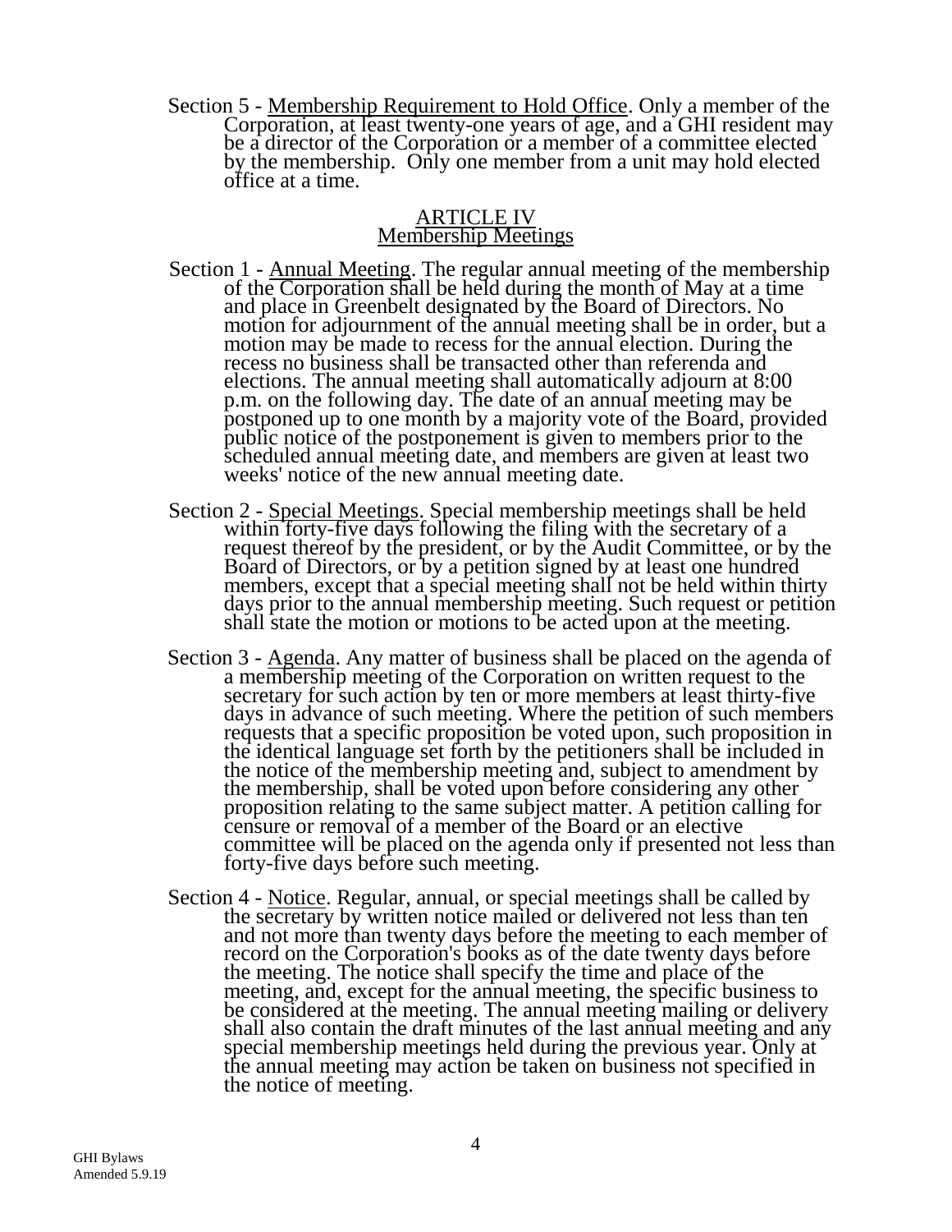Section 5 - <u>Membership Requirement to Hold Office</u>. Only a member of the Corporation, at least twenty-one years of age, and a GHI resident may be a director of the Corporation or a member of a committee elected by the membership. Only one member from a unit may hold elected office at a time.

## ARTICLE IV
## Membership Meetings

Section 1 - <u>Annual Meeting</u>. The regular annual meeting of the membership of the Corporation shall be held during the month of May at a time and place in Greenbelt designated by the Board of Directors. No motion for adjournment of the annual meeting shall be in order, but a motion may be made to recess for the annual election. During the recess no business shall be transacted other than referenda and elections. The annual meeting shall automatically adjourn at 8:00 p.m. on the following day. The date of an annual meeting may be postponed up to one month by a majority vote of the Board, provided public notice of the postponement is given to members prior to the scheduled annual meeting date, and members are given at least two weeks' notice of the new annual meeting date.

Section 2 - <u>Special Meetings</u>. Special membership meetings shall be held within forty-five days following the filing with the secretary of a request thereof by the president, or by the Audit Committee, or by the Board of Directors, or by a petition signed by at least one hundred members, except that a special meeting shall not be held within thirty days prior to the annual membership meeting. Such request or petition shall state the motion or motions to be acted upon at the meeting.

Section 3 - <u>Agenda</u>. Any matter of business shall be placed on the agenda of a membership meeting of the Corporation on written request to the secretary for such action by ten or more members at least thirty-five days in advance of such meeting. Where the petition of such members requests that a specific proposition be voted upon, such proposition in the identical language set forth by the petitioners shall be included in the notice of the membership meeting and, subject to amendment by the membership, shall be voted upon before considering any other proposition relating to the same subject matter. A petition calling for censure or removal of a member of the Board or an elective committee will be placed on the agenda only if presented not less than forty-five days before such meeting.

Section 4 - <u>Notice</u>. Regular, annual, or special meetings shall be called by the secretary by written notice mailed or delivered not less than ten and not more than twenty days before the meeting to each member of record on the Corporation's books as of the date twenty days before the meeting. The notice shall specify the time and place of the meeting, and, except for the annual meeting, the specific business to be considered at the meeting. The annual meeting mailing or delivery shall also contain the draft minutes of the last annual meeting and any special membership meetings held during the previous year. Only at the annual meeting may action be taken on business not specified in the notice of meeting.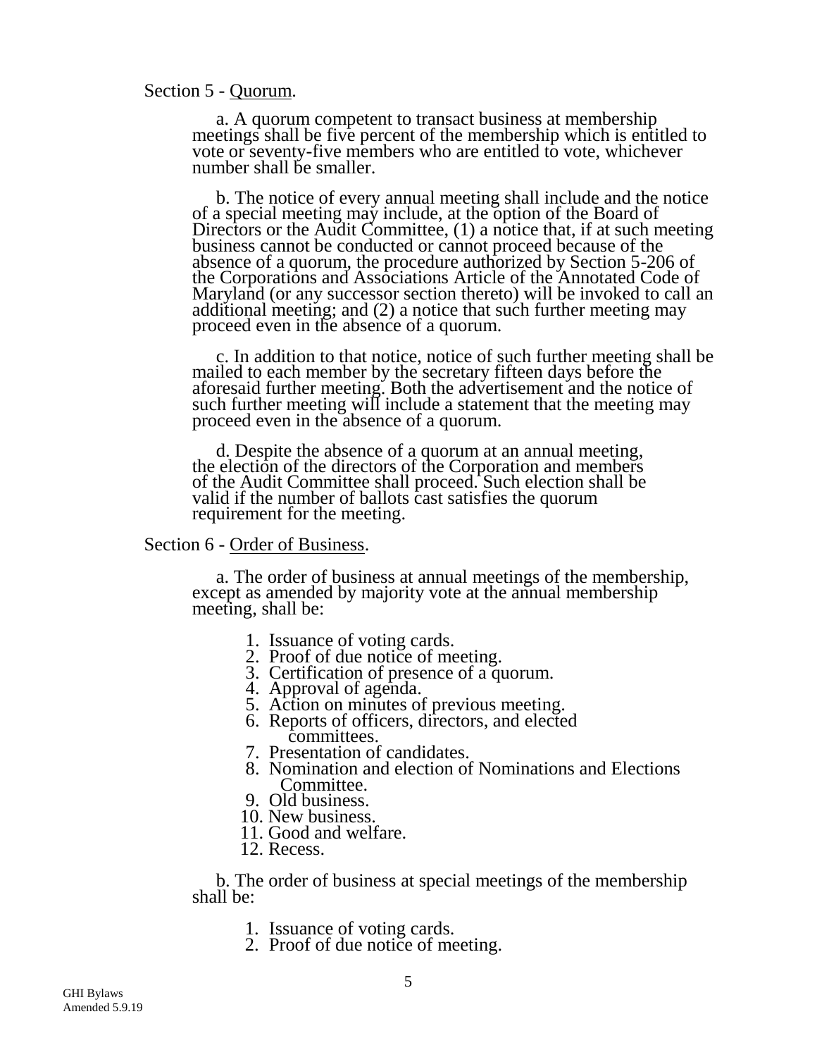Section 5 - <u>Quorum</u>.

a. A quorum competent to transact business at membership meetings shall be five percent of the membership which is entitled to vote or seventy-five members who are entitled to vote, whichever number shall be smaller.

b. The notice of every annual meeting shall include and the notice of a special meeting may include, at the option of the Board of Directors or the Audit Committee, (1) a notice that, if at such meeting business cannot be conducted or cannot proceed because of the absence of a quorum, the procedure authorized by Section 5-206 of the Corporations and Associations Article of the Annotated Code of Maryland (or any successor section thereto) will be invoked to call an additional meeting; and (2) a notice that such further meeting may proceed even in the absence of a quorum.

c. In addition to that notice, notice of such further meeting shall be mailed to each member by the secretary fifteen days before the aforesaid further meeting. Both the advertisement and the notice of such further meeting will include a statement that the meeting may proceed even in the absence of a quorum.

d. Despite the absence of a quorum at an annual meeting, the election of the directors of the Corporation and members of the Audit Committee shall proceed. Such election shall be valid if the number of ballots cast satisfies the quorum requirement for the meeting.

Section 6 - <u>Order of Business</u>.

a. The order of business at annual meetings of the membership, except as amended by majority vote at the annual membership meeting, shall be:

1. Issuance of voting cards.
2. Proof of due notice of meeting.
3. Certification of presence of a quorum.
4. Approval of agenda.
5. Action on minutes of previous meeting.
6. Reports of officers, directors, and elected committees.
7. Presentation of candidates.
8. Nomination and election of Nominations and Elections Committee.
9. Old business.
10. New business.
11. Good and welfare.
12. Recess.

b. The order of business at special meetings of the membership shall be:

1. Issuance of voting cards.
2. Proof of due notice of meeting.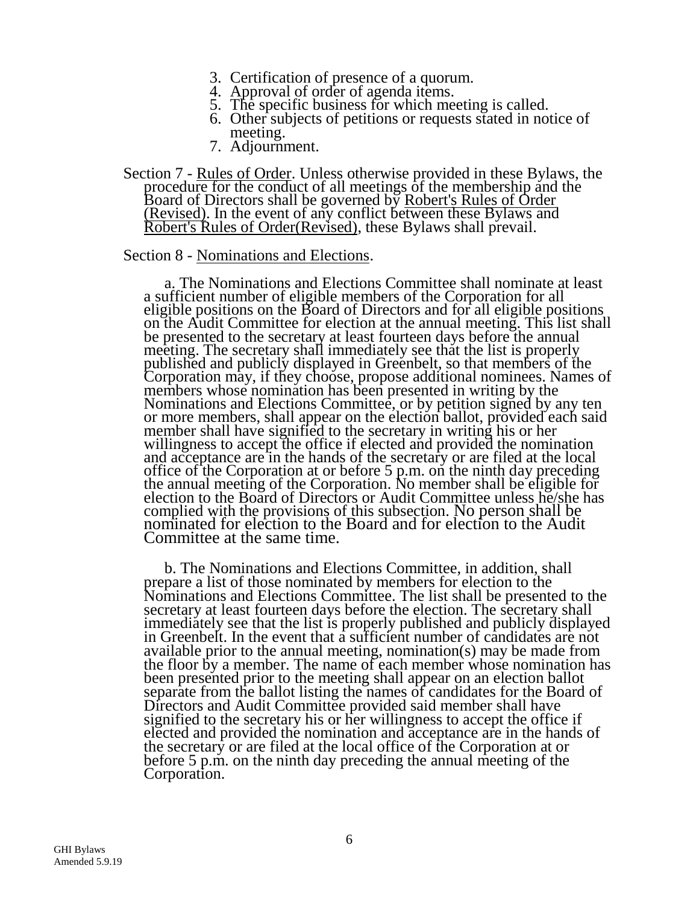3. Certification of presence of a quorum.
4. Approval of order of agenda items.
5. The specific business for which meeting is called.
6. Other subjects of petitions or requests stated in notice of meeting.
7. Adjournment.

Section 7 - Rules of Order. Unless otherwise provided in these Bylaws, the procedure for the conduct of all meetings of the membership and the Board of Directors shall be governed by Robert's Rules of Order (Revised). In the event of any conflict between these Bylaws and Robert's Rules of Order(Revised), these Bylaws shall prevail.

Section 8 - Nominations and Elections.

a. The Nominations and Elections Committee shall nominate at least a sufficient number of eligible members of the Corporation for all eligible positions on the Board of Directors and for all eligible positions on the Audit Committee for election at the annual meeting. This list shall be presented to the secretary at least fourteen days before the annual meeting. The secretary shall immediately see that the list is properly published and publicly displayed in Greenbelt, so that members of the Corporation may, if they choose, propose additional nominees. Names of members whose nomination has been presented in writing by the Nominations and Elections Committee, or by petition signed by any ten or more members, shall appear on the election ballot, provided each said member shall have signified to the secretary in writing his or her willingness to accept the office if elected and provided the nomination and acceptance are in the hands of the secretary or are filed at the local office of the Corporation at or before 5 p.m. on the ninth day preceding the annual meeting of the Corporation. No member shall be eligible for election to the Board of Directors or Audit Committee unless he/she has complied with the provisions of this subsection. No person shall be nominated for election to the Board and for election to the Audit Committee at the same time.

b. The Nominations and Elections Committee, in addition, shall prepare a list of those nominated by members for election to the Nominations and Elections Committee. The list shall be presented to the secretary at least fourteen days before the election. The secretary shall immediately see that the list is properly published and publicly displayed in Greenbelt. In the event that a sufficient number of candidates are not available prior to the annual meeting, nomination(s) may be made from the floor by a member. The name of each member whose nomination has been presented prior to the meeting shall appear on an election ballot separate from the ballot listing the names of candidates for the Board of Directors and Audit Committee provided said member shall have signified to the secretary his or her willingness to accept the office if elected and provided the nomination and acceptance are in the hands of the secretary or are filed at the local office of the Corporation at or before 5 p.m. on the ninth day preceding the annual meeting of the Corporation.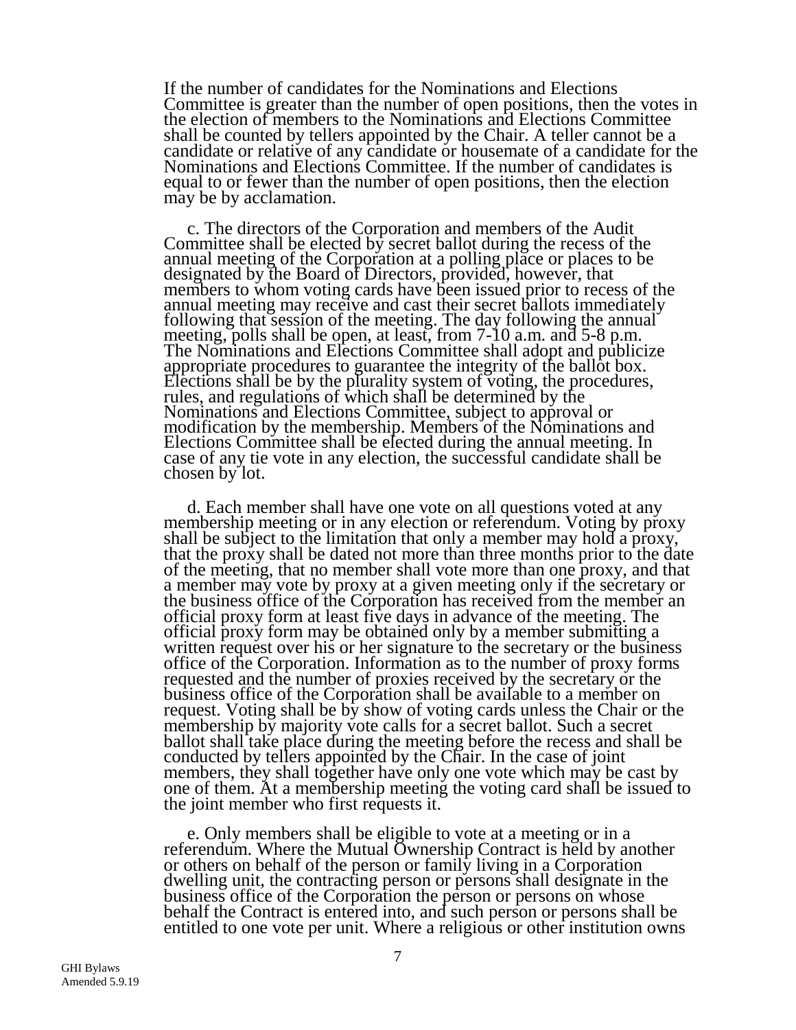If the number of candidates for the Nominations and Elections Committee is greater than the number of open positions, then the votes in the election of members to the Nominations and Elections Committee shall be counted by tellers appointed by the Chair. A teller cannot be a candidate or relative of any candidate or housemate of a candidate for the Nominations and Elections Committee. If the number of candidates is equal to or fewer than the number of open positions, then the election may be by acclamation.

c. The directors of the Corporation and members of the Audit Committee shall be elected by secret ballot during the recess of the annual meeting of the Corporation at a polling place or places to be designated by the Board of Directors, provided, however, that members to whom voting cards have been issued prior to recess of the annual meeting may receive and cast their secret ballots immediately following that session of the meeting. The day following the annual meeting, polls shall be open, at least, from 7-10 a.m. and 5-8 p.m. The Nominations and Elections Committee shall adopt and publicize appropriate procedures to guarantee the integrity of the ballot box. Elections shall be by the plurality system of voting, the procedures, rules, and regulations of which shall be determined by the Nominations and Elections Committee, subject to approval or modification by the membership. Members of the Nominations and Elections Committee shall be elected during the annual meeting. In case of any tie vote in any election, the successful candidate shall be chosen by lot.

d. Each member shall have one vote on all questions voted at any membership meeting or in any election or referendum. Voting by proxy shall be subject to the limitation that only a member may hold a proxy, that the proxy shall be dated not more than three months prior to the date of the meeting, that no member shall vote more than one proxy, and that a member may vote by proxy at a given meeting only if the secretary or the business office of the Corporation has received from the member an official proxy form at least five days in advance of the meeting. The official proxy form may be obtained only by a member submitting a written request over his or her signature to the secretary or the business office of the Corporation. Information as to the number of proxy forms requested and the number of proxies received by the secretary or the business office of the Corporation shall be available to a member on request. Voting shall be by show of voting cards unless the Chair or the membership by majority vote calls for a secret ballot. Such a secret ballot shall take place during the meeting before the recess and shall be conducted by tellers appointed by the Chair. In the case of joint members, they shall together have only one vote which may be cast by one of them. At a membership meeting the voting card shall be issued to the joint member who first requests it.

e. Only members shall be eligible to vote at a meeting or in a referendum. Where the Mutual Ownership Contract is held by another or others on behalf of the person or family living in a Corporation dwelling unit, the contracting person or persons shall designate in the business office of the Corporation the person or persons on whose behalf the Contract is entered into, and such person or persons shall be entitled to one vote per unit. Where a religious or other institution owns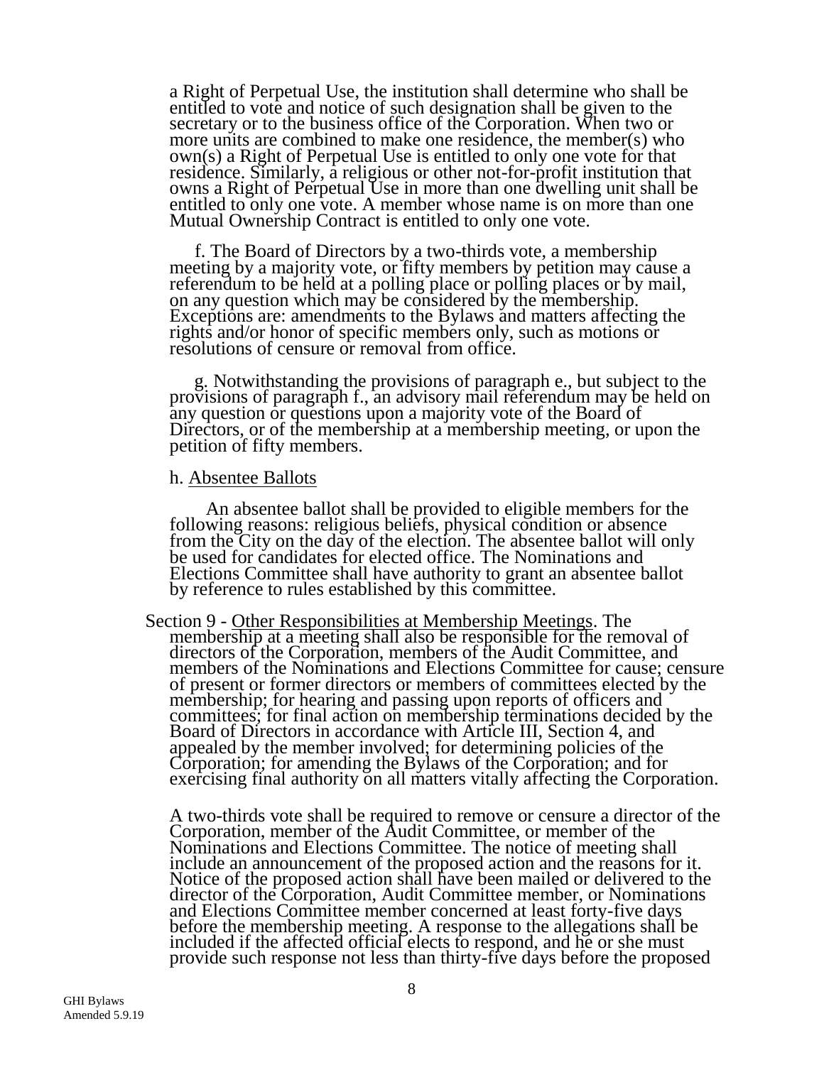a Right of Perpetual Use, the institution shall determine who shall be entitled to vote and notice of such designation shall be given to the secretary or to the business office of the Corporation. When two or more units are combined to make one residence, the member(s) who own(s) a Right of Perpetual Use is entitled to only one vote for that residence. Similarly, a religious or other not-for-profit institution that owns a Right of Perpetual Use in more than one dwelling unit shall be entitled to only one vote. A member whose name is on more than one Mutual Ownership Contract is entitled to only one vote.

f. The Board of Directors by a two-thirds vote, a membership meeting by a majority vote, or fifty members by petition may cause a referendum to be held at a polling place or polling places or by mail, on any question which may be considered by the membership. Exceptions are: amendments to the Bylaws and matters affecting the rights and/or honor of specific members only, such as motions or resolutions of censure or removal from office.

g. Notwithstanding the provisions of paragraph e., but subject to the provisions of paragraph f., an advisory mail referendum may be held on any question or questions upon a majority vote of the Board of Directors, or of the membership at a membership meeting, or upon the petition of fifty members.

h. Absentee Ballots

An absentee ballot shall be provided to eligible members for the following reasons: religious beliefs, physical condition or absence from the City on the day of the election. The absentee ballot will only be used for candidates for elected office. The Nominations and Elections Committee shall have authority to grant an absentee ballot by reference to rules established by this committee.

Section 9 - Other Responsibilities at Membership Meetings. The membership at a meeting shall also be responsible for the removal of directors of the Corporation, members of the Audit Committee, and members of the Nominations and Elections Committee for cause; censure of present or former directors or members of committees elected by the membership; for hearing and passing upon reports of officers and committees; for final action on membership terminations decided by the Board of Directors in accordance with Article III, Section 4, and appealed by the member involved; for determining policies of the Corporation; for amending the Bylaws of the Corporation; and for exercising final authority on all matters vitally affecting the Corporation.

A two-thirds vote shall be required to remove or censure a director of the Corporation, member of the Audit Committee, or member of the Nominations and Elections Committee. The notice of meeting shall include an announcement of the proposed action and the reasons for it. Notice of the proposed action shall have been mailed or delivered to the director of the Corporation, Audit Committee member, or Nominations and Elections Committee member concerned at least forty-five days before the membership meeting. A response to the allegations shall be included if the affected official elects to respond, and he or she must provide such response not less than thirty-five days before the proposed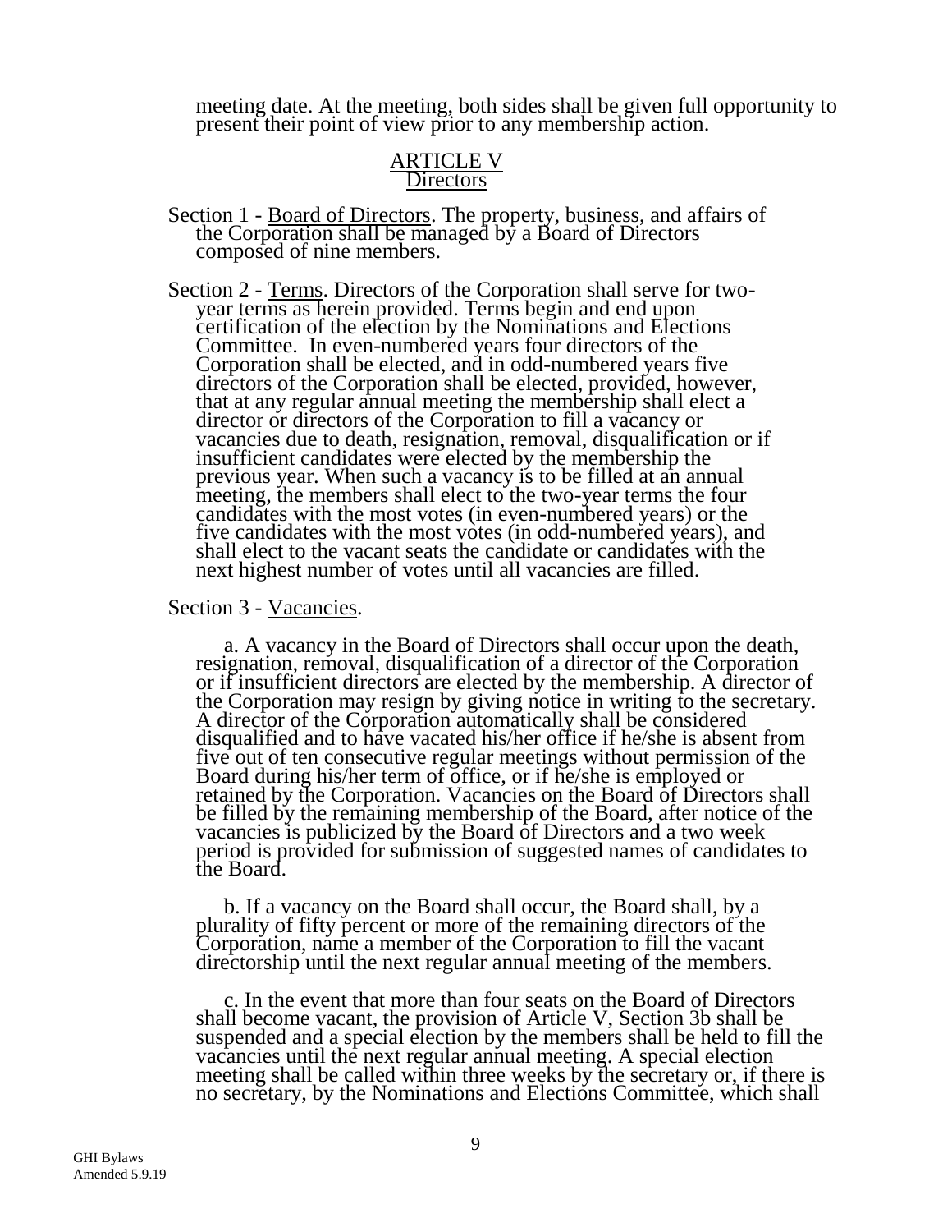meeting date. At the meeting, both sides shall be given full opportunity to present their point of view prior to any membership action.

## ARTICLE V
## Directors

Section 1 - Board of Directors. The property, business, and affairs of the Corporation shall be managed by a Board of Directors composed of nine members.

Section 2 - Terms. Directors of the Corporation shall serve for two-year terms as herein provided. Terms begin and end upon certification of the election by the Nominations and Elections Committee. In even-numbered years four directors of the Corporation shall be elected, and in odd-numbered years five directors of the Corporation shall be elected, provided, however, that at any regular annual meeting the membership shall elect a director or directors of the Corporation to fill a vacancy or vacancies due to death, resignation, removal, disqualification or if insufficient candidates were elected by the membership the previous year. When such a vacancy is to be filled at an annual meeting, the members shall elect to the two-year terms the four candidates with the most votes (in even-numbered years) or the five candidates with the most votes (in odd-numbered years), and shall elect to the vacant seats the candidate or candidates with the next highest number of votes until all vacancies are filled.

Section 3 - Vacancies.

a. A vacancy in the Board of Directors shall occur upon the death, resignation, removal, disqualification of a director of the Corporation or if insufficient directors are elected by the membership. A director of the Corporation may resign by giving notice in writing to the secretary. A director of the Corporation automatically shall be considered disqualified and to have vacated his/her office if he/she is absent from five out of ten consecutive regular meetings without permission of the Board during his/her term of office, or if he/she is employed or retained by the Corporation. Vacancies on the Board of Directors shall be filled by the remaining membership of the Board, after notice of the vacancies is publicized by the Board of Directors and a two week period is provided for submission of suggested names of candidates to the Board.

b. If a vacancy on the Board shall occur, the Board shall, by a plurality of fifty percent or more of the remaining directors of the Corporation, name a member of the Corporation to fill the vacant directorship until the next regular annual meeting of the members.

c. In the event that more than four seats on the Board of Directors shall become vacant, the provision of Article V, Section 3b shall be suspended and a special election by the members shall be held to fill the vacancies until the next regular annual meeting. A special election meeting shall be called within three weeks by the secretary or, if there is no secretary, by the Nominations and Elections Committee, which shall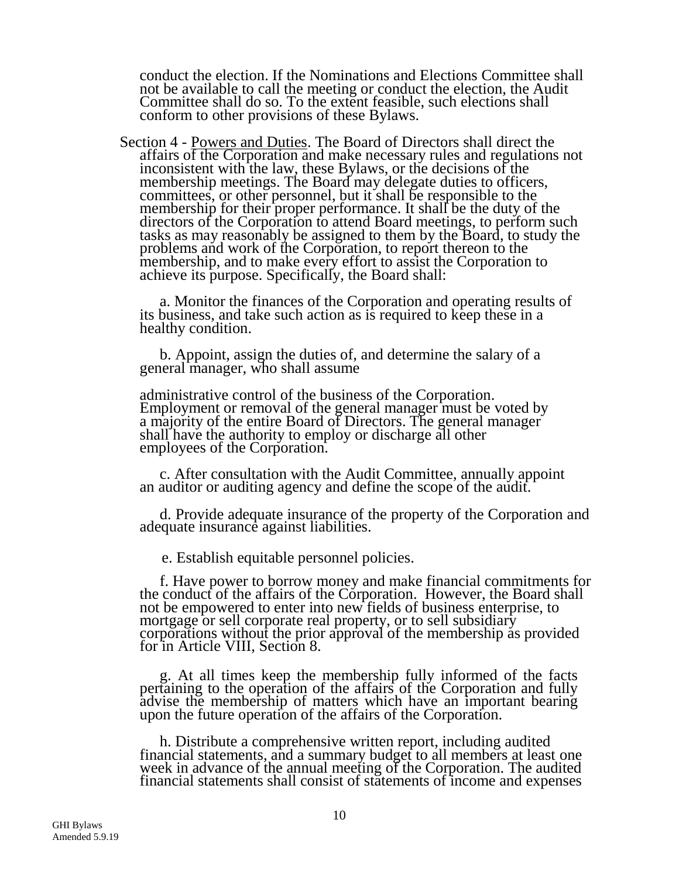conduct the election. If the Nominations and Elections Committee shall not be available to call the meeting or conduct the election, the Audit Committee shall do so. To the extent feasible, such elections shall conform to other provisions of these Bylaws.

Section 4 - Powers and Duties. The Board of Directors shall direct the affairs of the Corporation and make necessary rules and regulations not inconsistent with the law, these Bylaws, or the decisions of the membership meetings. The Board may delegate duties to officers, committees, or other personnel, but it shall be responsible to the membership for their proper performance. It shall be the duty of the directors of the Corporation to attend Board meetings, to perform such tasks as may reasonably be assigned to them by the Board, to study the problems and work of the Corporation, to report thereon to the membership, and to make every effort to assist the Corporation to achieve its purpose. Specifically, the Board shall:

a. Monitor the finances of the Corporation and operating results of its business, and take such action as is required to keep these in a healthy condition.

b. Appoint, assign the duties of, and determine the salary of a general manager, who shall assume administrative control of the business of the Corporation. Employment or removal of the general manager must be voted by a majority of the entire Board of Directors. The general manager shall have the authority to employ or discharge all other employees of the Corporation.

c. After consultation with the Audit Committee, annually appoint an auditor or auditing agency and define the scope of the audit.

d. Provide adequate insurance of the property of the Corporation and adequate insurance against liabilities.

e. Establish equitable personnel policies.

f. Have power to borrow money and make financial commitments for the conduct of the affairs of the Corporation. However, the Board shall not be empowered to enter into new fields of business enterprise, to mortgage or sell corporate real property, or to sell subsidiary corporations without the prior approval of the membership as provided for in Article VIII, Section 8.

g. At all times keep the membership fully informed of the facts pertaining to the operation of the affairs of the Corporation and fully advise the membership of matters which have an important bearing upon the future operation of the affairs of the Corporation.

h. Distribute a comprehensive written report, including audited financial statements, and a summary budget to all members at least one week in advance of the annual meeting of the Corporation. The audited financial statements shall consist of statements of income and expenses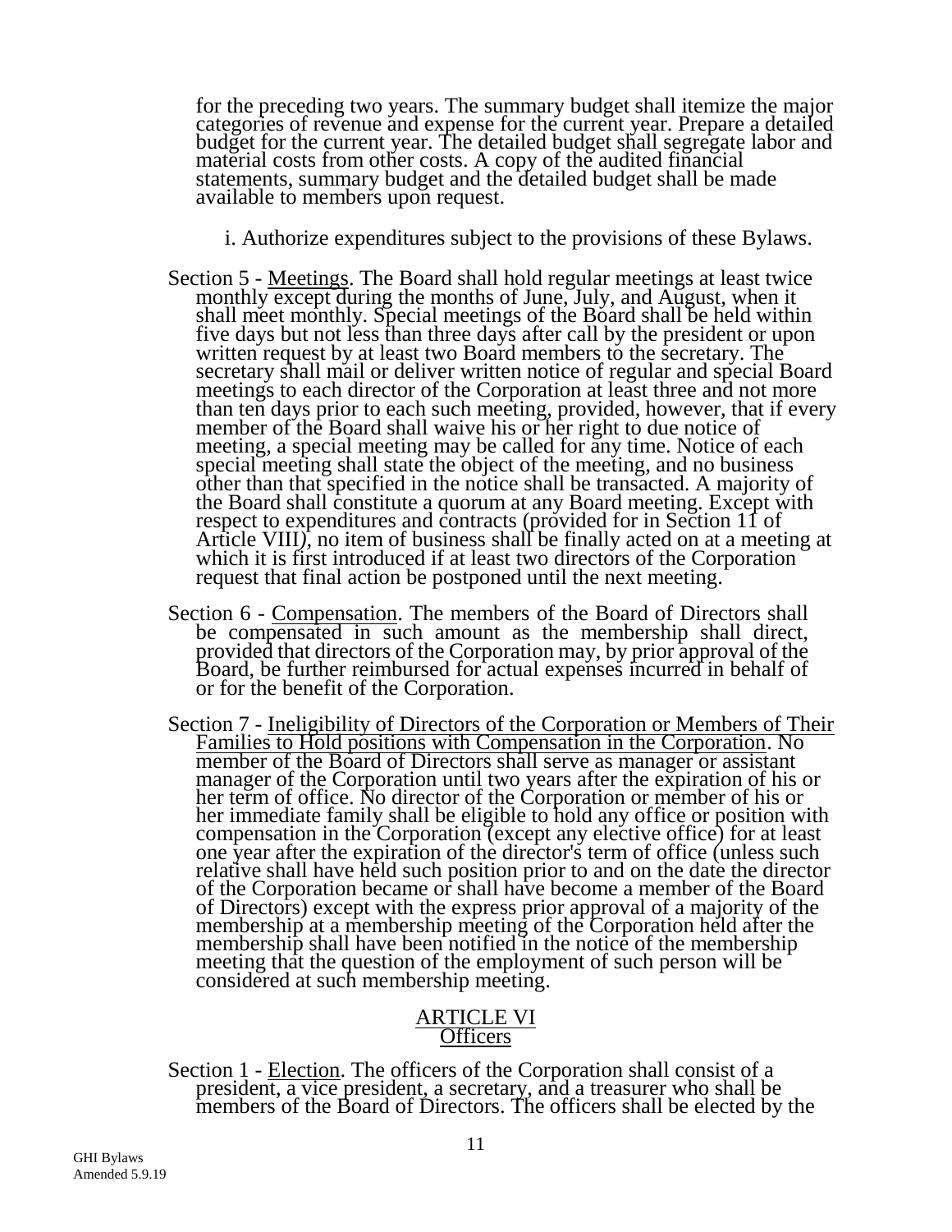for the preceding two years. The summary budget shall itemize the major categories of revenue and expense for the current year. Prepare a detailed budget for the current year. The detailed budget shall segregate labor and material costs from other costs. A copy of the audited financial statements, summary budget and the detailed budget shall be made available to members upon request.

i. Authorize expenditures subject to the provisions of these Bylaws.

Section 5 - Meetings. The Board shall hold regular meetings at least twice monthly except during the months of June, July, and August, when it shall meet monthly. Special meetings of the Board shall be held within five days but not less than three days after call by the president or upon written request by at least two Board members to the secretary. The secretary shall mail or deliver written notice of regular and special Board meetings to each director of the Corporation at least three and not more than ten days prior to each such meeting, provided, however, that if every member of the Board shall waive his or her right to due notice of meeting, a special meeting may be called for any time. Notice of each special meeting shall state the object of the meeting, and no business other than that specified in the notice shall be transacted. A majority of the Board shall constitute a quorum at any Board meeting. Except with respect to expenditures and contracts (provided for in Section 11 of Article VIII), no item of business shall be finally acted on at a meeting at which it is first introduced if at least two directors of the Corporation request that final action be postponed until the next meeting.

Section 6 - Compensation. The members of the Board of Directors shall be compensated in such amount as the membership shall direct, provided that directors of the Corporation may, by prior approval of the Board, be further reimbursed for actual expenses incurred in behalf of or for the benefit of the Corporation.

Section 7 - Ineligibility of Directors of the Corporation or Members of Their Families to Hold positions with Compensation in the Corporation. No member of the Board of Directors shall serve as manager or assistant manager of the Corporation until two years after the expiration of his or her term of office. No director of the Corporation or member of his or her immediate family shall be eligible to hold any office or position with compensation in the Corporation (except any elective office) for at least one year after the expiration of the director's term of office (unless such relative shall have held such position prior to and on the date the director of the Corporation became or shall have become a member of the Board of Directors) except with the express prior approval of a majority of the membership at a membership meeting of the Corporation held after the membership shall have been notified in the notice of the membership meeting that the question of the employment of such person will be considered at such membership meeting.

## ARTICLE VI
## Officers

Section 1 - Election. The officers of the Corporation shall consist of a president, a vice president, a secretary, and a treasurer who shall be members of the Board of Directors. The officers shall be elected by the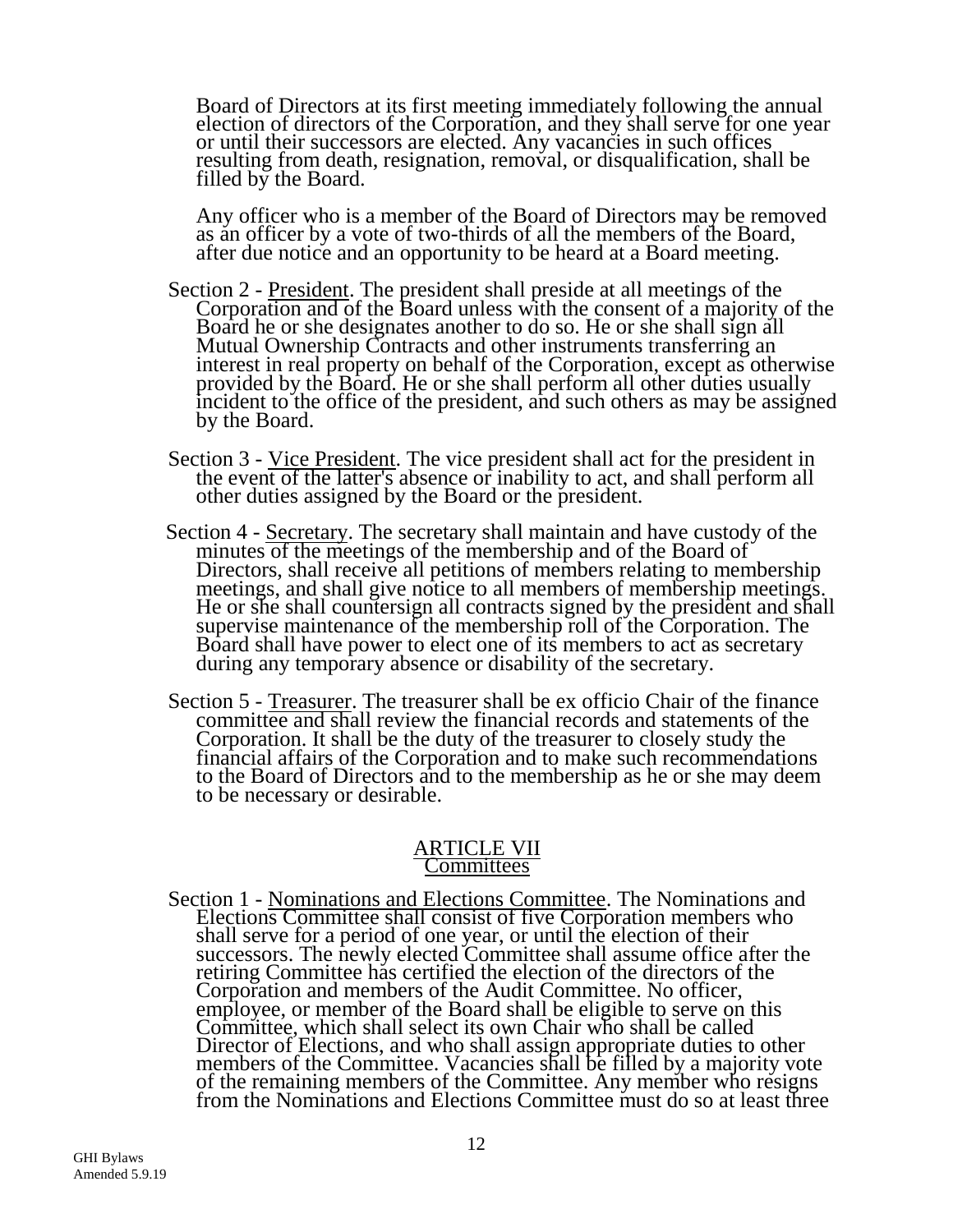Board of Directors at its first meeting immediately following the annual election of directors of the Corporation, and they shall serve for one year or until their successors are elected. Any vacancies in such offices resulting from death, resignation, removal, or disqualification, shall be filled by the Board.

Any officer who is a member of the Board of Directors may be removed as an officer by a vote of two-thirds of all the members of the Board, after due notice and an opportunity to be heard at a Board meeting.

Section 2 - President. The president shall preside at all meetings of the Corporation and of the Board unless with the consent of a majority of the Board he or she designates another to do so. He or she shall sign all Mutual Ownership Contracts and other instruments transferring an interest in real property on behalf of the Corporation, except as otherwise provided by the Board. He or she shall perform all other duties usually incident to the office of the president, and such others as may be assigned by the Board.

Section 3 - Vice President. The vice president shall act for the president in the event of the latter's absence or inability to act, and shall perform all other duties assigned by the Board or the president.

Section 4 - Secretary. The secretary shall maintain and have custody of the minutes of the meetings of the membership and of the Board of Directors, shall receive all petitions of members relating to membership meetings, and shall give notice to all members of membership meetings. He or she shall countersign all contracts signed by the president and shall supervise maintenance of the membership roll of the Corporation. The Board shall have power to elect one of its members to act as secretary during any temporary absence or disability of the secretary.

Section 5 - Treasurer. The treasurer shall be ex officio Chair of the finance committee and shall review the financial records and statements of the Corporation. It shall be the duty of the treasurer to closely study the financial affairs of the Corporation and to make such recommendations to the Board of Directors and to the membership as he or she may deem to be necessary or desirable.

## ARTICLE VII
## Committees

Section 1 - Nominations and Elections Committee. The Nominations and Elections Committee shall consist of five Corporation members who shall serve for a period of one year, or until the election of their successors. The newly elected Committee shall assume office after the retiring Committee has certified the election of the directors of the Corporation and members of the Audit Committee. No officer, employee, or member of the Board shall be eligible to serve on this Committee, which shall select its own Chair who shall be called Director of Elections, and who shall assign appropriate duties to other members of the Committee. Vacancies shall be filled by a majority vote of the remaining members of the Committee. Any member who resigns from the Nominations and Elections Committee must do so at least three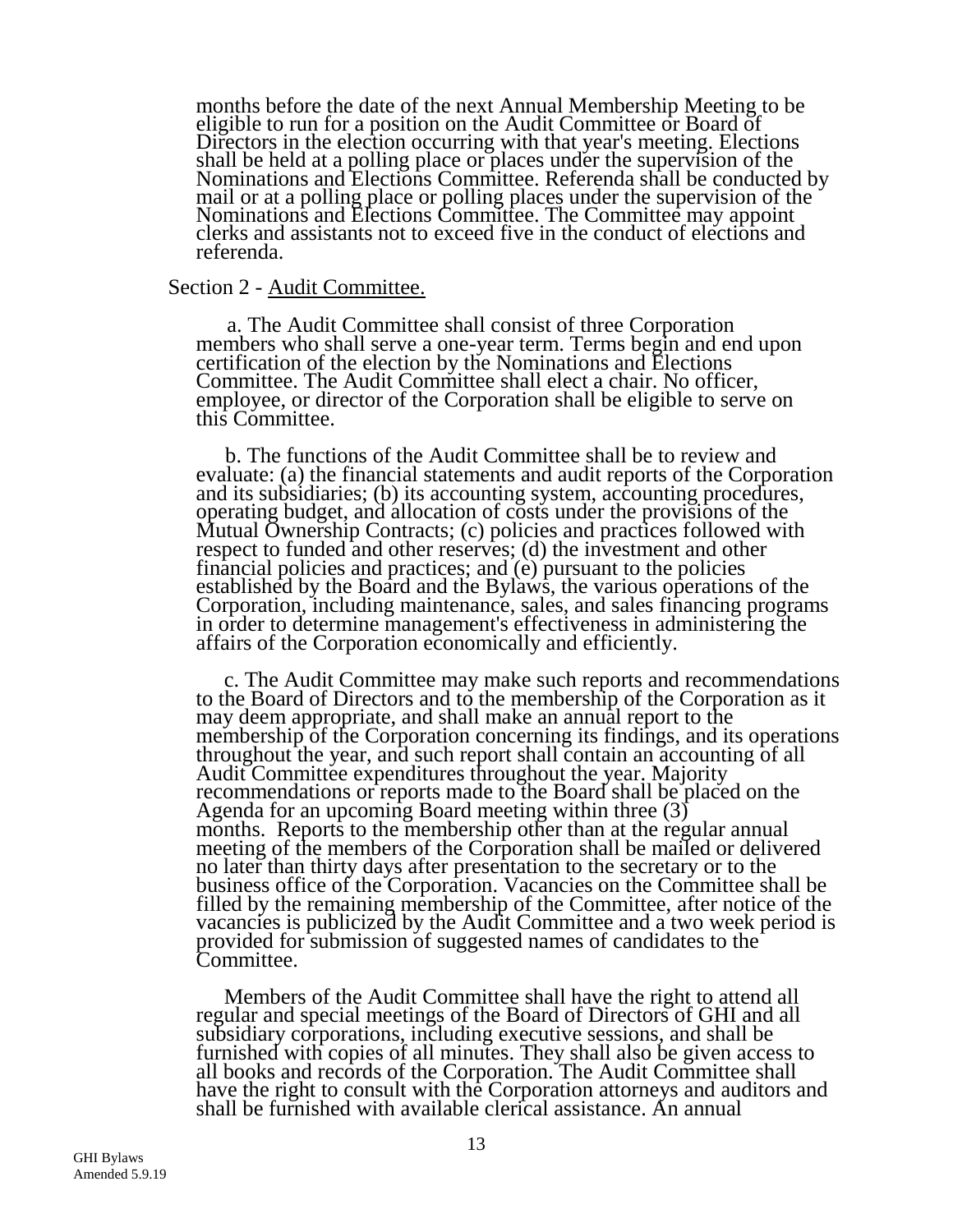months before the date of the next Annual Membership Meeting to be eligible to run for a position on the Audit Committee or Board of Directors in the election occurring with that year's meeting. Elections shall be held at a polling place or places under the supervision of the Nominations and Elections Committee. Referenda shall be conducted by mail or at a polling place or polling places under the supervision of the Nominations and Elections Committee. The Committee may appoint clerks and assistants not to exceed five in the conduct of elections and referenda.

Section 2 - Audit Committee.

a. The Audit Committee shall consist of three Corporation members who shall serve a one-year term. Terms begin and end upon certification of the election by the Nominations and Elections Committee. The Audit Committee shall elect a chair. No officer, employee, or director of the Corporation shall be eligible to serve on this Committee.

b. The functions of the Audit Committee shall be to review and evaluate: (a) the financial statements and audit reports of the Corporation and its subsidiaries; (b) its accounting system, accounting procedures, operating budget, and allocation of costs under the provisions of the Mutual Ownership Contracts; (c) policies and practices followed with respect to funded and other reserves; (d) the investment and other financial policies and practices; and (e) pursuant to the policies established by the Board and the Bylaws, the various operations of the Corporation, including maintenance, sales, and sales financing programs in order to determine management's effectiveness in administering the affairs of the Corporation economically and efficiently.

c. The Audit Committee may make such reports and recommendations to the Board of Directors and to the membership of the Corporation as it may deem appropriate, and shall make an annual report to the membership of the Corporation concerning its findings, and its operations throughout the year, and such report shall contain an accounting of all Audit Committee expenditures throughout the year. Majority recommendations or reports made to the Board shall be placed on the Agenda for an upcoming Board meeting within three (3) months. Reports to the membership other than at the regular annual meeting of the members of the Corporation shall be mailed or delivered no later than thirty days after presentation to the secretary or to the business office of the Corporation. Vacancies on the Committee shall be filled by the remaining membership of the Committee, after notice of the vacancies is publicized by the Audit Committee and a two week period is provided for submission of suggested names of candidates to the Committee.

Members of the Audit Committee shall have the right to attend all regular and special meetings of the Board of Directors of GHI and all subsidiary corporations, including executive sessions, and shall be furnished with copies of all minutes. They shall also be given access to all books and records of the Corporation. The Audit Committee shall have the right to consult with the Corporation attorneys and auditors and shall be furnished with available clerical assistance. An annual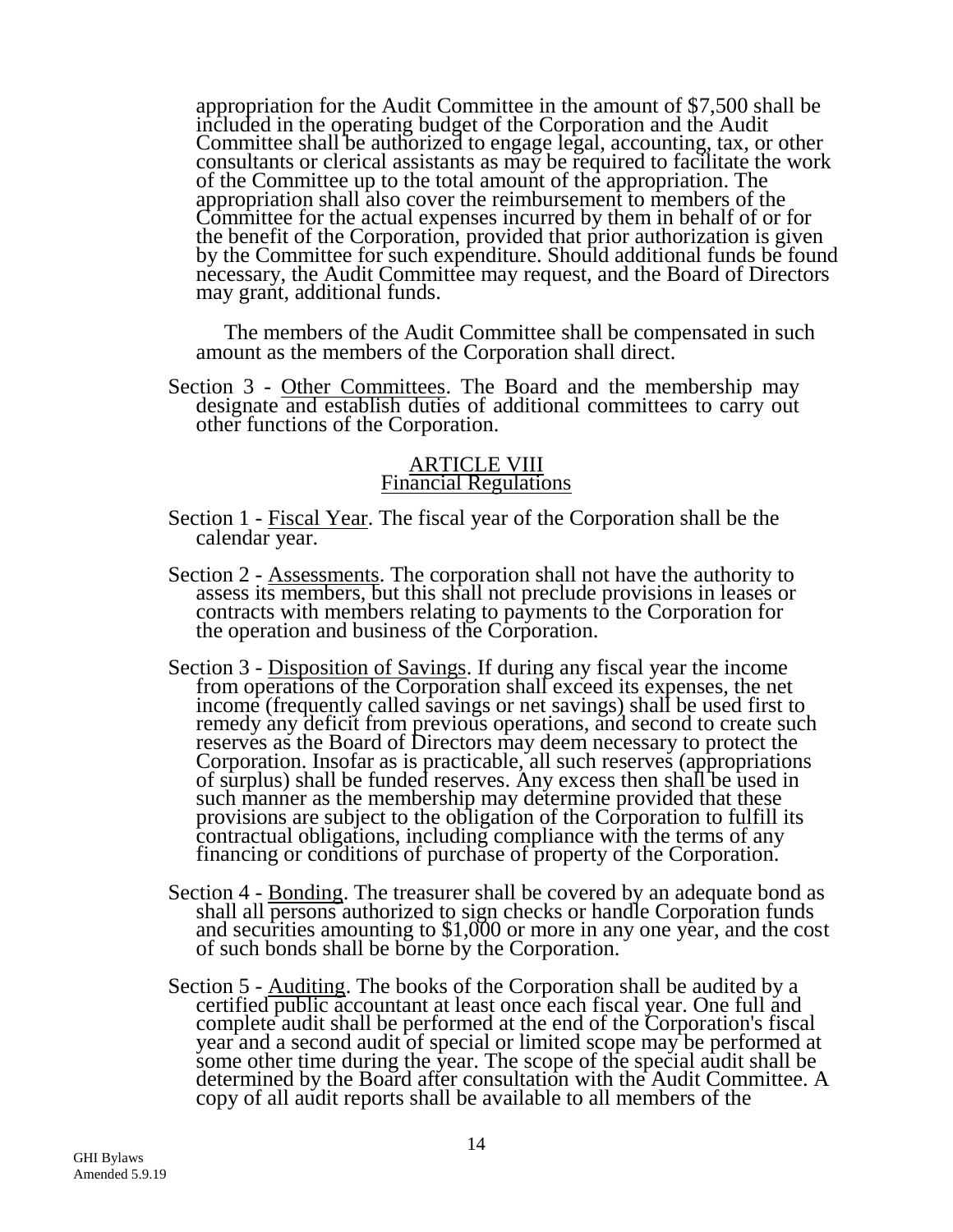appropriation for the Audit Committee in the amount of $7,500 shall be included in the operating budget of the Corporation and the Audit Committee shall be authorized to engage legal, accounting, tax, or other consultants or clerical assistants as may be required to facilitate the work of the Committee up to the total amount of the appropriation. The appropriation shall also cover the reimbursement to members of the Committee for the actual expenses incurred by them in behalf of or for the benefit of the Corporation, provided that prior authorization is given by the Committee for such expenditure. Should additional funds be found necessary, the Audit Committee may request, and the Board of Directors may grant, additional funds.

The members of the Audit Committee shall be compensated in such amount as the members of the Corporation shall direct.

Section 3 - Other Committees. The Board and the membership may designate and establish duties of additional committees to carry out other functions of the Corporation.

## ARTICLE VIII
## Financial Regulations

Section 1 - Fiscal Year. The fiscal year of the Corporation shall be the calendar year.

Section 2 - Assessments. The corporation shall not have the authority to assess its members, but this shall not preclude provisions in leases or contracts with members relating to payments to the Corporation for the operation and business of the Corporation.

Section 3 - Disposition of Savings. If during any fiscal year the income from operations of the Corporation shall exceed its expenses, the net income (frequently called savings or net savings) shall be used first to remedy any deficit from previous operations, and second to create such reserves as the Board of Directors may deem necessary to protect the Corporation. Insofar as is practicable, all such reserves (appropriations of surplus) shall be funded reserves. Any excess then shall be used in such manner as the membership may determine provided that these provisions are subject to the obligation of the Corporation to fulfill its contractual obligations, including compliance with the terms of any financing or conditions of purchase of property of the Corporation.

Section 4 - Bonding. The treasurer shall be covered by an adequate bond as shall all persons authorized to sign checks or handle Corporation funds and securities amounting to $1,000 or more in any one year, and the cost of such bonds shall be borne by the Corporation.

Section 5 - Auditing. The books of the Corporation shall be audited by a certified public accountant at least once each fiscal year. One full and complete audit shall be performed at the end of the Corporation's fiscal year and a second audit of special or limited scope may be performed at some other time during the year. The scope of the special audit shall be determined by the Board after consultation with the Audit Committee. A copy of all audit reports shall be available to all members of the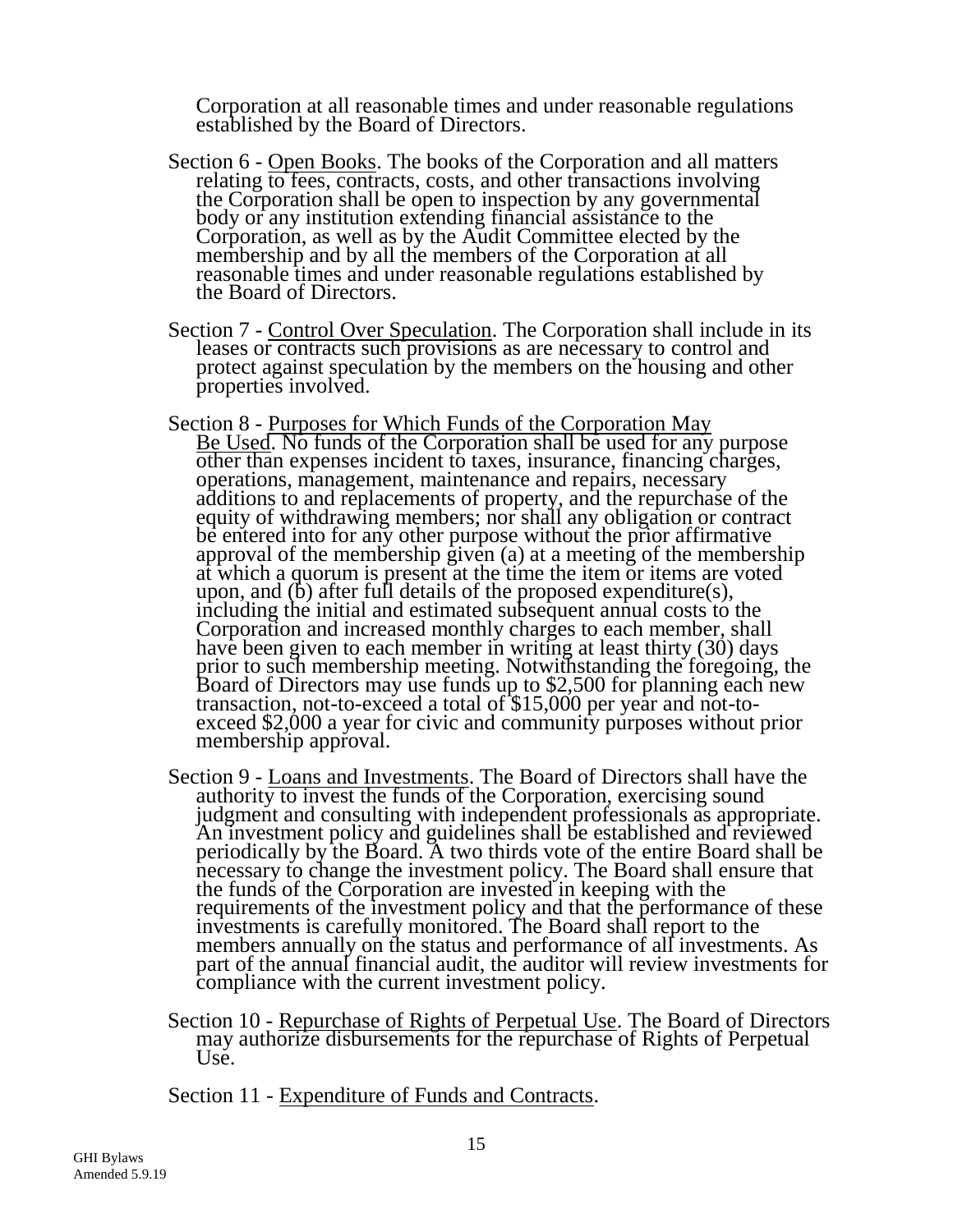Corporation at all reasonable times and under reasonable regulations established by the Board of Directors.

Section 6 - Open Books. The books of the Corporation and all matters relating to fees, contracts, costs, and other transactions involving the Corporation shall be open to inspection by any governmental body or any institution extending financial assistance to the Corporation, as well as by the Audit Committee elected by the membership and by all the members of the Corporation at all reasonable times and under reasonable regulations established by the Board of Directors.

Section 7 - Control Over Speculation. The Corporation shall include in its leases or contracts such provisions as are necessary to control and protect against speculation by the members on the housing and other properties involved.

Section 8 - Purposes for Which Funds of the Corporation May Be Used. No funds of the Corporation shall be used for any purpose other than expenses incident to taxes, insurance, financing charges, operations, management, maintenance and repairs, necessary additions to and replacements of property, and the repurchase of the equity of withdrawing members; nor shall any obligation or contract be entered into for any other purpose without the prior affirmative approval of the membership given (a) at a meeting of the membership at which a quorum is present at the time the item or items are voted upon, and (b) after full details of the proposed expenditure(s), including the initial and estimated subsequent annual costs to the Corporation and increased monthly charges to each member, shall have been given to each member in writing at least thirty (30) days prior to such membership meeting. Notwithstanding the foregoing, the Board of Directors may use funds up to $2,500 for planning each new transaction, not-to-exceed a total of $15,000 per year and not-to-exceed $2,000 a year for civic and community purposes without prior membership approval.

Section 9 - Loans and Investments. The Board of Directors shall have the authority to invest the funds of the Corporation, exercising sound judgment and consulting with independent professionals as appropriate. An investment policy and guidelines shall be established and reviewed periodically by the Board. A two thirds vote of the entire Board shall be necessary to change the investment policy. The Board shall ensure that the funds of the Corporation are invested in keeping with the requirements of the investment policy and that the performance of these investments is carefully monitored. The Board shall report to the members annually on the status and performance of all investments. As part of the annual financial audit, the auditor will review investments for compliance with the current investment policy.

Section 10 - Repurchase of Rights of Perpetual Use. The Board of Directors may authorize disbursements for the repurchase of Rights of Perpetual Use.

Section 11 - Expenditure of Funds and Contracts.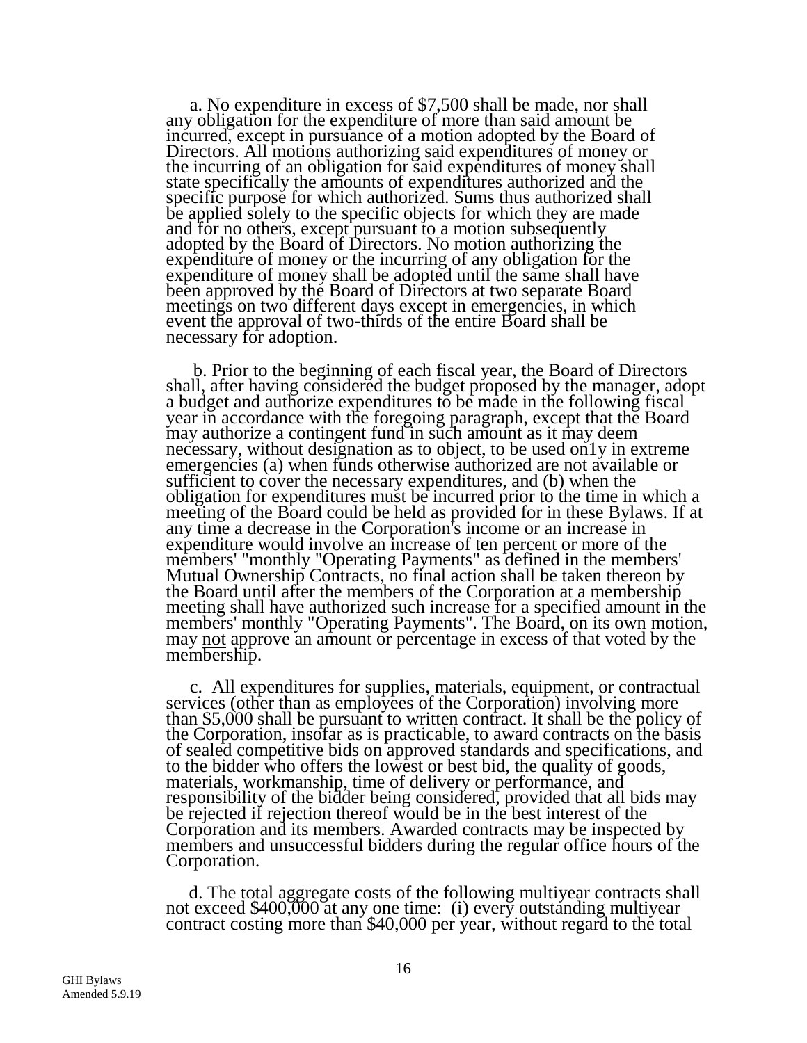a. No expenditure in excess of $7,500 shall be made, nor shall any obligation for the expenditure of more than said amount be incurred, except in pursuance of a motion adopted by the Board of Directors. All motions authorizing said expenditures of money or the incurring of an obligation for said expenditures of money shall state specifically the amounts of expenditures authorized and the specific purpose for which authorized. Sums thus authorized shall be applied solely to the specific objects for which they are made and for no others, except pursuant to a motion subsequently adopted by the Board of Directors. No motion authorizing the expenditure of money or the incurring of any obligation for the expenditure of money shall be adopted until the same shall have been approved by the Board of Directors at two separate Board meetings on two different days except in emergencies, in which event the approval of two-thirds of the entire Board shall be necessary for adoption.

b. Prior to the beginning of each fiscal year, the Board of Directors shall, after having considered the budget proposed by the manager, adopt a budget and authorize expenditures to be made in the following fiscal year in accordance with the foregoing paragraph, except that the Board may authorize a contingent fund in such amount as it may deem necessary, without designation as to object, to be used on1y in extreme emergencies (a) when funds otherwise authorized are not available or sufficient to cover the necessary expenditures, and (b) when the obligation for expenditures must be incurred prior to the time in which a meeting of the Board could be held as provided for in these Bylaws. If at any time a decrease in the Corporation's income or an increase in expenditure would involve an increase of ten percent or more of the members' "monthly "Operating Payments" as defined in the members' Mutual Ownership Contracts, no final action shall be taken thereon by the Board until after the members of the Corporation at a membership meeting shall have authorized such increase for a specified amount in the members' monthly "Operating Payments". The Board, on its own motion, may <u>not</u> approve an amount or percentage in excess of that voted by the membership.

c. All expenditures for supplies, materials, equipment, or contractual services (other than as employees of the Corporation) involving more than $5,000 shall be pursuant to written contract. It shall be the policy of the Corporation, insofar as is practicable, to award contracts on the basis of sealed competitive bids on approved standards and specifications, and to the bidder who offers the lowest or best bid, the quality of goods, materials, workmanship, time of delivery or performance, and responsibility of the bidder being considered, provided that all bids may be rejected if rejection thereof would be in the best interest of the Corporation and its members. Awarded contracts may be inspected by members and unsuccessful bidders during the regular office hours of the Corporation.

d. The total aggregate costs of the following multiyear contracts shall not exceed $400,000 at any one time: (i) every outstanding multiyear contract costing more than $40,000 per year, without regard to the total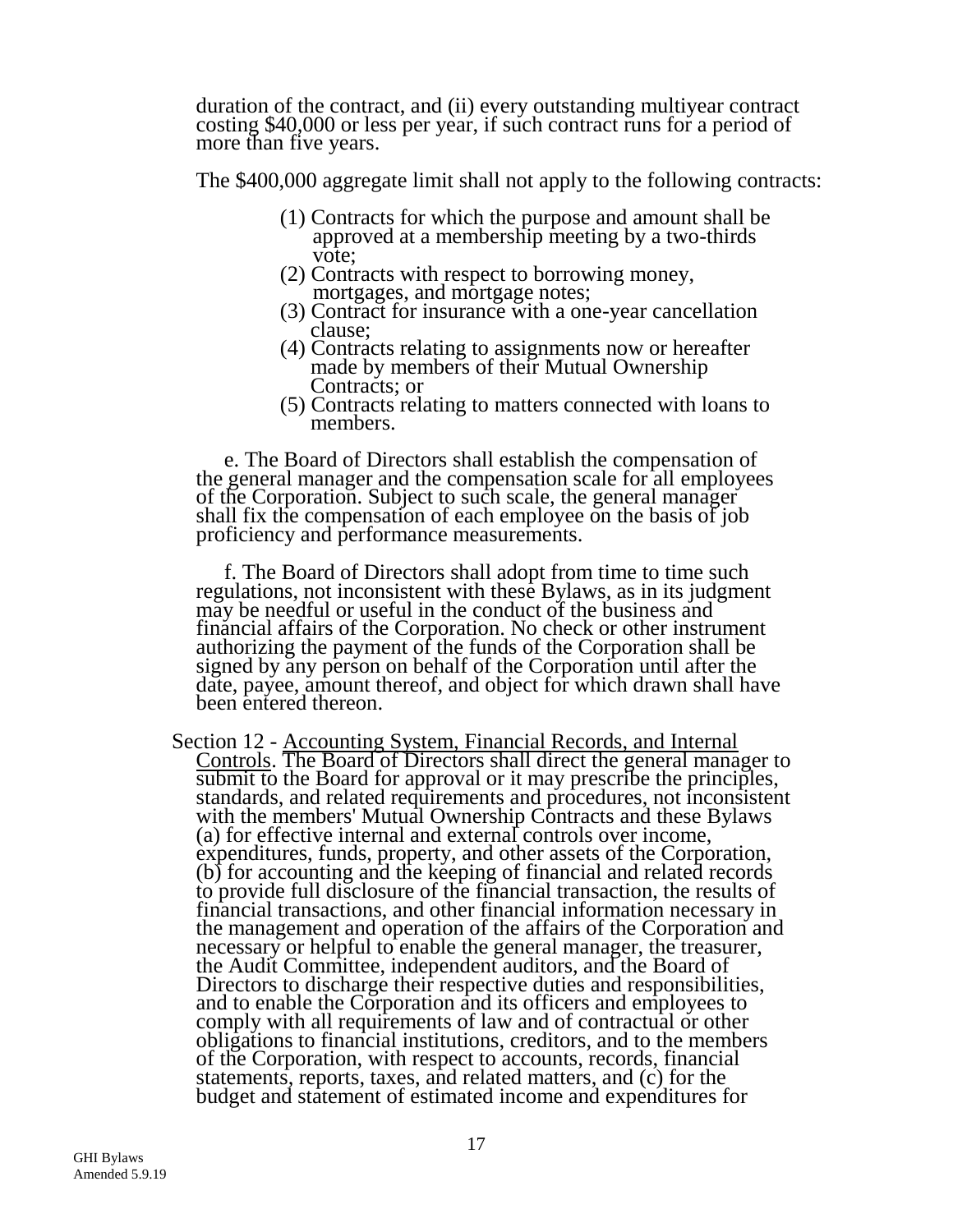duration of the contract, and (ii) every outstanding multiyear contract costing $40,000 or less per year, if such contract runs for a period of more than five years.

The $400,000 aggregate limit shall not apply to the following contracts:

(1) Contracts for which the purpose and amount shall be approved at a membership meeting by a two-thirds vote;
(2) Contracts with respect to borrowing money, mortgages, and mortgage notes;
(3) Contract for insurance with a one-year cancellation clause;
(4) Contracts relating to assignments now or hereafter made by members of their Mutual Ownership Contracts; or
(5) Contracts relating to matters connected with loans to members.

e. The Board of Directors shall establish the compensation of the general manager and the compensation scale for all employees of the Corporation. Subject to such scale, the general manager shall fix the compensation of each employee on the basis of job proficiency and performance measurements.

f. The Board of Directors shall adopt from time to time such regulations, not inconsistent with these Bylaws, as in its judgment may be needful or useful in the conduct of the business and financial affairs of the Corporation. No check or other instrument authorizing the payment of the funds of the Corporation shall be signed by any person on behalf of the Corporation until after the date, payee, amount thereof, and object for which drawn shall have been entered thereon.

Section 12 - Accounting System, Financial Records, and Internal Controls. The Board of Directors shall direct the general manager to submit to the Board for approval or it may prescribe the principles, standards, and related requirements and procedures, not inconsistent with the members' Mutual Ownership Contracts and these Bylaws (a) for effective internal and external controls over income, expenditures, funds, property, and other assets of the Corporation, (b) for accounting and the keeping of financial and related records to provide full disclosure of the financial transaction, the results of financial transactions, and other financial information necessary in the management and operation of the affairs of the Corporation and necessary or helpful to enable the general manager, the treasurer, the Audit Committee, independent auditors, and the Board of Directors to discharge their respective duties and responsibilities, and to enable the Corporation and its officers and employees to comply with all requirements of law and of contractual or other obligations to financial institutions, creditors, and to the members of the Corporation, with respect to accounts, records, financial statements, reports, taxes, and related matters, and (c) for the budget and statement of estimated income and expenditures for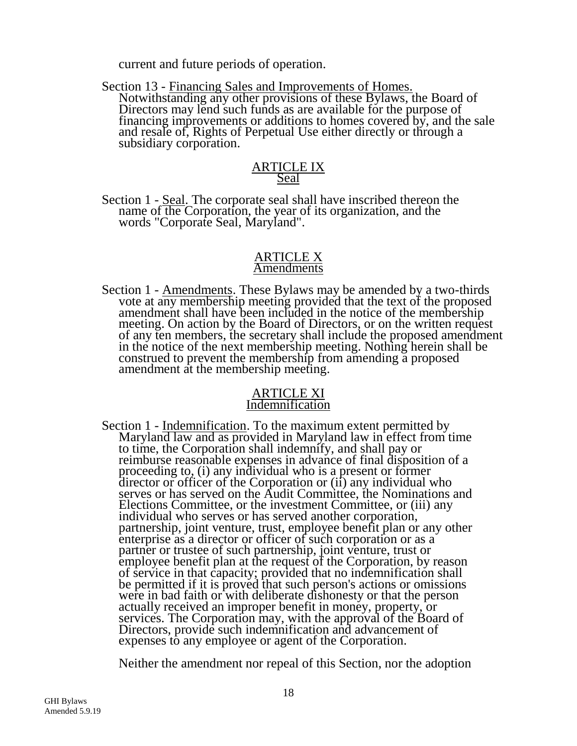current and future periods of operation.

Section 13 - Financing Sales and Improvements of Homes. Notwithstanding any other provisions of these Bylaws, the Board of Directors may lend such funds as are available for the purpose of financing improvements or additions to homes covered by, and the sale and resale of, Rights of Perpetual Use either directly or through a subsidiary corporation.

## ARTICLE IX
## Seal

Section 1 - Seal. The corporate seal shall have inscribed thereon the name of the Corporation, the year of its organization, and the words "Corporate Seal, Maryland".

## ARTICLE X
## Amendments

Section 1 - Amendments. These Bylaws may be amended by a two-thirds vote at any membership meeting provided that the text of the proposed amendment shall have been included in the notice of the membership meeting. On action by the Board of Directors, or on the written request of any ten members, the secretary shall include the proposed amendment in the notice of the next membership meeting. Nothing herein shall be construed to prevent the membership from amending a proposed amendment at the membership meeting.

## ARTICLE XI
## Indemnification

Section 1 - Indemnification. To the maximum extent permitted by Maryland law and as provided in Maryland law in effect from time to time, the Corporation shall indemnify, and shall pay or reimburse reasonable expenses in advance of final disposition of a proceeding to, (i) any individual who is a present or former director or officer of the Corporation or (ii) any individual who serves or has served on the Audit Committee, the Nominations and Elections Committee, or the investment Committee, or (iii) any individual who serves or has served another corporation, partnership, joint venture, trust, employee benefit plan or any other enterprise as a director or officer of such corporation or as a partner or trustee of such partnership, joint venture, trust or employee benefit plan at the request of the Corporation, by reason of service in that capacity; provided that no indemnification shall be permitted if it is proved that such person's actions or omissions were in bad faith or with deliberate dishonesty or that the person actually received an improper benefit in money, property, or services. The Corporation may, with the approval of the Board of Directors, provide such indemnification and advancement of expenses to any employee or agent of the Corporation.

Neither the amendment nor repeal of this Section, nor the adoption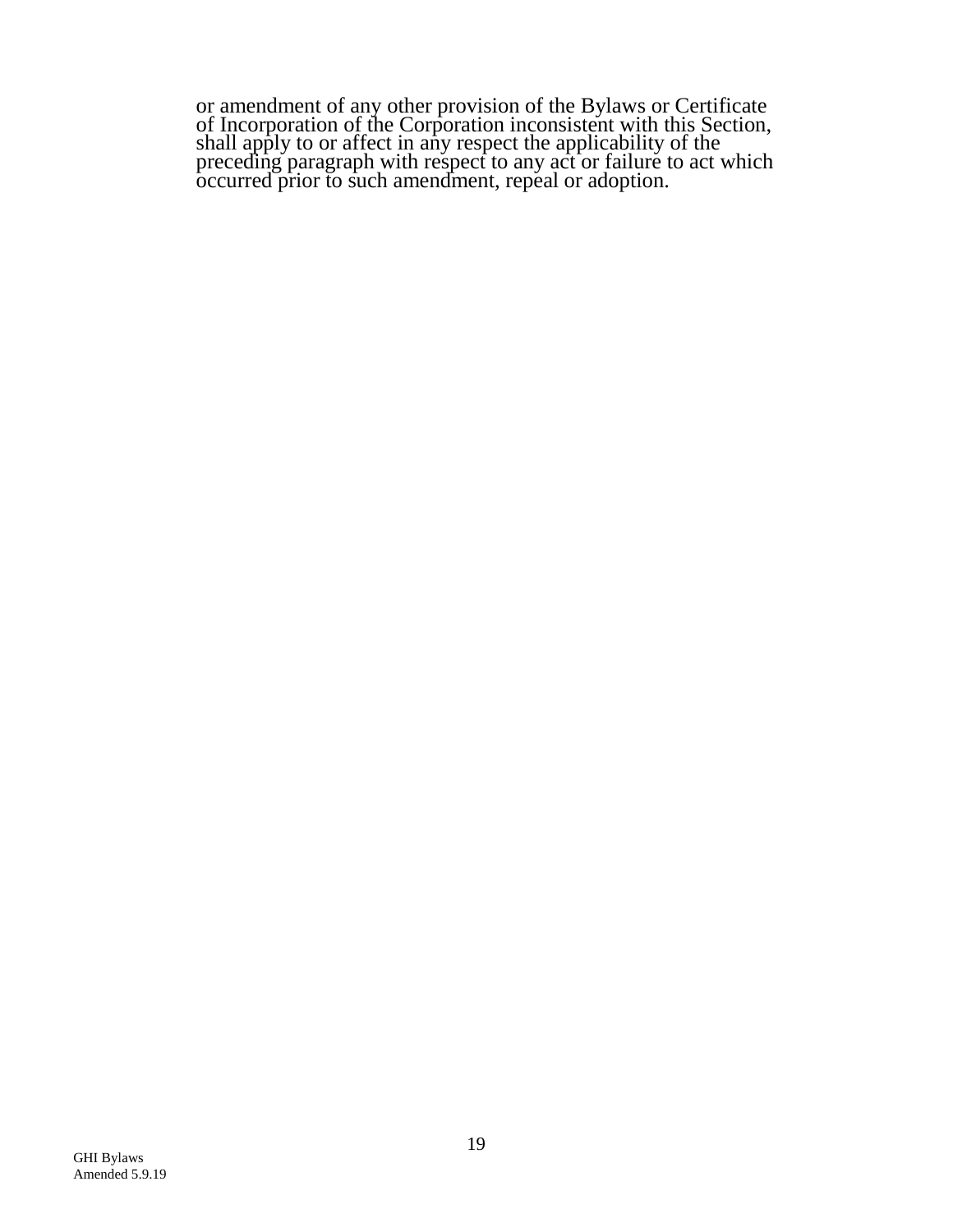or amendment of any other provision of the Bylaws or Certificate of Incorporation of the Corporation inconsistent with this Section, shall apply to or affect in any respect the applicability of the preceding paragraph with respect to any act or failure to act which occurred prior to such amendment, repeal or adoption.